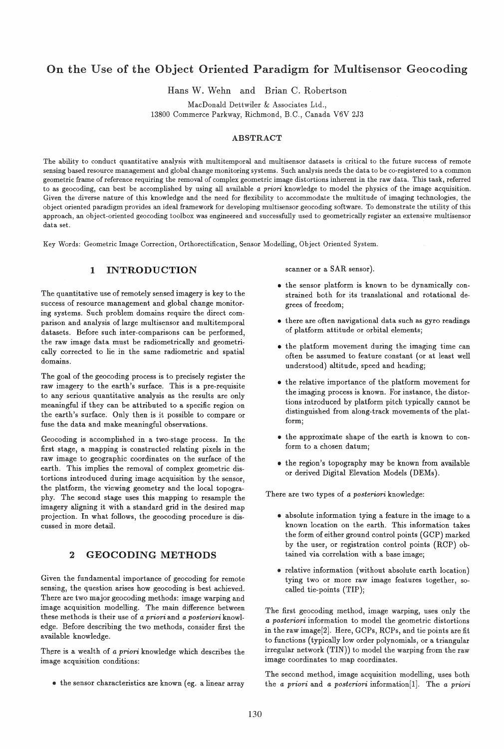# On the Use of the Object Oriented Paradigm for Multisensor Geocoding

Hans W. Wehn and Brian C. Robertson

MacDonald Dettwiler & Associates Ltd.,
13800 Commerce Parkway, Richmond, B.C., Canada V6V 2J3

## ABSTRACT

The ability to conduct quantitative analysis with multitemporal and multisensor datasets is critical to the future success of remote sensing based resource management and global change monitoring systems. Such analysis needs the data to be co-registered to a common geometric frame of reference requiring the removal of complex geometric image distortions inherent in the raw data. This task, referred to as geocoding, can best be accomplished by using all available *a priori* knowledge to model the physics of the image acquisition. Given the diverse nature of this knowledge and the need for flexibility to accommodate the multitude of imaging technologies, the object oriented paradigm provides an ideal framework for developing multisensor geocoding software. To demonstrate the utility of this approach, an object-oriented geocoding toolbox was engineered and successfully used to geometrically register an extensive multisensor data set.

Key Words: Geometric Image Correction, Orthorectification, Sensor Modelling, Object Oriented System.

## 1 INTRODUCTION

The quantitative use of remotely sensed imagery is key to the success of resource management and global change monitoring systems. Such problem domains require the direct comparison and analysis of large multisensor and multitemporal datasets. Before such inter-comparisons can be performed, the raw image data must be radiometrically and geometrically corrected to lie in the same radiometric and spatial domains.

The goal of the geocoding process is to precisely register the raw imagery to the earth's surface. This is a pre-requisite to any serious quantitative analysis as the results are only meaningful if they can be attributed to a specific region on the earth's surface. Only then is it possible to compare or fuse the data and make meaningful observations.

Geocoding is accomplished in a two-stage process. In the first stage, a mapping is constructed relating pixels in the raw image to geographic coordinates on the surface of the earth. This implies the removal of complex geometric distortions introduced during image acquisition by the sensor, the platform, the viewing geometry and the local topography. The second stage uses this mapping to resample the imagery aligning it with a standard grid in the desired map projection. In what follows, the geocoding procedure is discussed in more detail.

## 2 GEOCODING METHODS

Given the fundamental importance of geocoding for remote sensing, the question arises how geocoding is best achieved. There are two major geocoding methods: image warping and image acquisition modelling. The main difference between these methods is their use of *a priori* and *a posteriori* knowledge. Before describing the two methods, consider first the available knowledge.

There is a wealth of *a priori* knowledge which describes the image acquisition conditions:

- the sensor characteristics are known (eg. a linear array scanner or a SAR sensor).
- the sensor platform is known to be dynamically constrained both for its translational and rotational degrees of freedom;
- there are often navigational data such as gyro readings of platform attitude or orbital elements;
- the platform movement during the imaging time can often be assumed to feature constant (or at least well understood) altitude, speed and heading;
- the relative importance of the platform movement for the imaging process is known. For instance, the distortions introduced by platform pitch typically cannot be distinguished from along-track movements of the platform;
- the approximate shape of the earth is known to conform to a chosen datum;
- the region's topography may be known from available or derived Digital Elevation Models (DEMs).

There are two types of *a posteriori* knowledge:

- absolute information tying a feature in the image to a known location on the earth. This information takes the form of either ground control points (GCP) marked by the user, or registration control points (RCP) obtained via correlation with a base image;
- relative information (without absolute earth location) tying two or more raw image features together, so-called tie-points (TIP);

The first geocoding method, image warping, uses only the *a posteriori* information to model the geometric distortions in the raw image[2]. Here, GCPs, RCPs, and tie points are fit to functions (typically low order polynomials, or a triangular irregular network (TIN)) to model the warping from the raw image coordinates to map coordinates.

The second method, image acquisition modelling, uses both the *a priori* and *a posteriori* information[1]. The *a priori*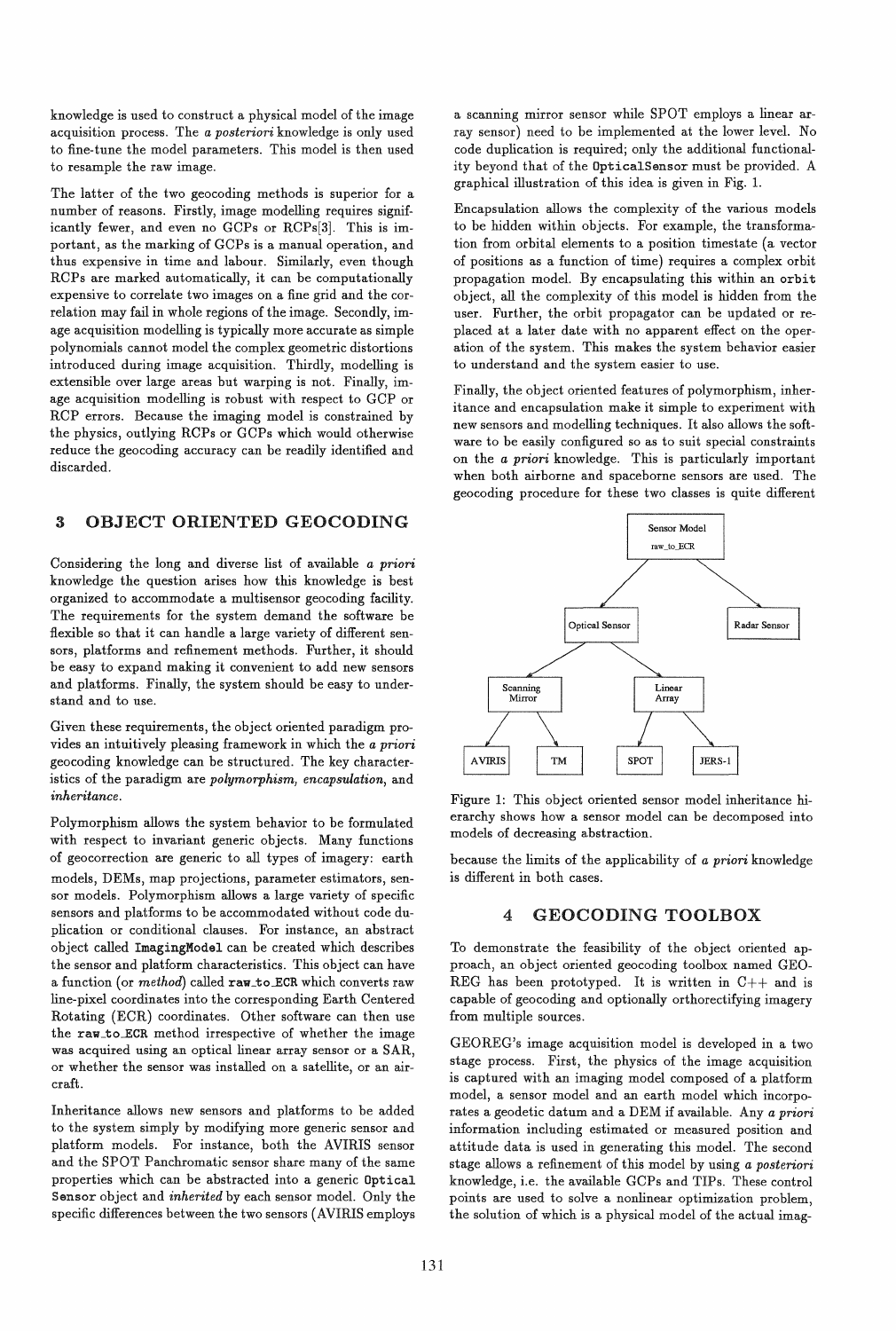knowledge is used to construct a physical model of the image acquisition process. The *a posteriori* knowledge is only used to fine-tune the model parameters. This model is then used to resample the raw image.

The latter of the two geocoding methods is superior for a number of reasons. Firstly, image modelling requires significantly fewer, and even no GCPs or RCPs[3]. This is important, as the marking of GCPs is a manual operation, and thus expensive in time and labour. Similarly, even though RCPs are marked automatically, it can be computationally expensive to correlate two images on a fine grid and the correlation may fail in whole regions of the image. Secondly, image acquisition modelling is typically more accurate as simple polynomials cannot model the complex geometric distortions introduced during image acquisition. Thirdly, modelling is extensible over large areas but warping is not. Finally, image acquisition modelling is robust with respect to GCP or RCP errors. Because the imaging model is constrained by the physics, outlying RCPs or GCPs which would otherwise reduce the geocoding accuracy can be readily identified and discarded.

## 3 OBJECT ORIENTED GEOCODING

Considering the long and diverse list of available *a priori* knowledge the question arises how this knowledge is best organized to accommodate a multisensor geocoding facility. The requirements for the system demand the software be flexible so that it can handle a large variety of different sensors, platforms and refinement methods. Further, it should be easy to expand making it convenient to add new sensors and platforms. Finally, the system should be easy to understand and to use.

Given these requirements, the object oriented paradigm provides an intuitively pleasing framework in which the *a priori* geocoding knowledge can be structured. The key characteristics of the paradigm are *polymorphism, encapsulation,* and *inheritance.*

Polymorphism allows the system behavior to be formulated with respect to invariant generic objects. Many functions of geocorrection are generic to all types of imagery: earth models, DEMs, map projections, parameter estimators, sensor models. Polymorphism allows a large variety of specific sensors and platforms to be accommodated without code duplication or conditional clauses. For instance, an abstract object called `ImagingModel` can be created which describes the sensor and platform characteristics. This object can have a function (or *method*) called `raw_to_ECR` which converts raw line-pixel coordinates into the corresponding Earth Centered Rotating (ECR) coordinates. Other software can then use the `raw_to_ECR` method irrespective of whether the image was acquired using an optical linear array sensor or a SAR, or whether the sensor was installed on a satellite, or an aircraft.

Inheritance allows new sensors and platforms to be added to the system simply by modifying more generic sensor and platform models. For instance, both the AVIRIS sensor and the SPOT Panchromatic sensor share many of the same properties which can be abstracted into a generic `Optical Sensor` object and *inherited* by each sensor model. Only the specific differences between the two sensors (AVIRIS employs a scanning mirror sensor while SPOT employs a linear array sensor) need to be implemented at the lower level. No code duplication is required; only the additional functionality beyond that of the `OpticalSensor` must be provided. A graphical illustration of this idea is given in Fig. 1.

Encapsulation allows the complexity of the various models to be hidden within objects. For example, the transformation from orbital elements to a position timestate (a vector of positions as a function of time) requires a complex orbit propagation model. By encapsulating this within an `orbit` object, all the complexity of this model is hidden from the user. Further, the orbit propagator can be updated or replaced at a later date with no apparent effect on the operation of the system. This makes the system behavior easier to understand and the system easier to use.

Finally, the object oriented features of polymorphism, inheritance and encapsulation make it simple to experiment with new sensors and modelling techniques. It also allows the software to be easily configured so as to suit special constraints on the *a priori* knowledge. This is particularly important when both airborne and spaceborne sensors are used. The geocoding procedure for these two classes is quite different because the limits of the applicability of *a priori* knowledge is different in both cases.

Figure 1: This object oriented sensor model inheritance hierarchy shows how a sensor model can be decomposed into models of decreasing abstraction.

## 4 GEOCODING TOOLBOX

To demonstrate the feasibility of the object oriented approach, an object oriented geocoding toolbox named GEOREG has been prototyped. It is written in C++ and is capable of geocoding and optionally orthorectifying imagery from multiple sources.

GEOREG's image acquisition model is developed in a two stage process. First, the physics of the image acquisition is captured with an imaging model composed of a platform model, a sensor model and an earth model which incorporates a geodetic datum and a DEM if available. Any *a priori* information including estimated or measured position and attitude data is used in generating this model. The second stage allows a refinement of this model by using *a posteriori* knowledge, i.e. the available GCPs and TIPs. These control points are used to solve a nonlinear optimization problem, the solution of which is a physical model of the actual imag-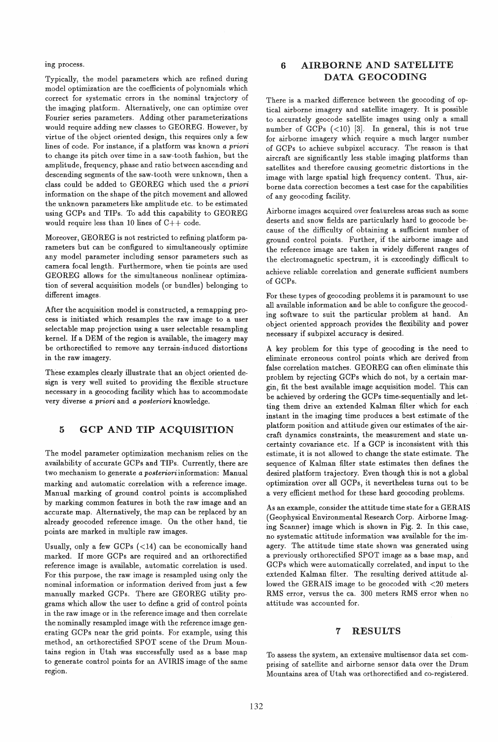ing process.

Typically, the model parameters which are refined during model optimization are the coefficients of polynomials which correct for systematic errors in the nominal trajectory of the imaging platform. Alternatively, one can optimize over Fourier series parameters. Adding other parameterizations would require adding new classes to GEOREG. However, by virtue of the object oriented design, this requires only a few lines of code. For instance, if a platform was known *a priori* to change its pitch over time in a saw-tooth fashion, but the amplitude, frequency, phase and ratio between ascending and descending segments of the saw-tooth were unknown, then a class could be added to GEOREG which used the *a priori* information on the shape of the pitch movement and allowed the unknown parameters like amplitude etc. to be estimated using GCPs and TIPs. To add this capability to GEOREG would require less than 10 lines of C++ code.

Moreover, GEOREG is not restricted to refining platform parameters but can be configured to simultaneously optimize any model parameter including sensor parameters such as camera focal length. Furthermore, when tie points are used GEOREG allows for the simultaneous nonlinear optimization of several acquisition models (or bundles) belonging to different images.

After the acquisition model is constructed, a remapping process is initiated which resamples the raw image to a user selectable map projection using a user selectable resampling kernel. If a DEM of the region is available, the imagery may be orthorectified to remove any terrain-induced distortions in the raw imagery.

These examples clearly illustrate that an object oriented design is very well suited to providing the flexible structure necessary in a geocoding facility which has to accommodate very diverse *a priori* and *a posteriori* knowledge.

## 5 GCP AND TIP ACQUISITION

The model parameter optimization mechanism relies on the availability of accurate GCPs and TIPs. Currently, there are two mechanism to generate *a posteriori* information: Manual marking and automatic correlation with a reference image. Manual marking of ground control points is accomplished by marking common features in both the raw image and an accurate map. Alternatively, the map can be replaced by an already geocoded reference image. On the other hand, tie points are marked in multiple raw images.

Usually, only a few GCPs (<14) can be economically hand marked. If more GCPs are required and an orthorectified reference image is available, automatic correlation is used. For this purpose, the raw image is resampled using only the nominal information or information derived from just a few manually marked GCPs. There are GEOREG utility programs which allow the user to define a grid of control points in the raw image or in the reference image and then correlate the nominally resampled image with the reference image generating GCPs near the grid points. For example, using this method, an orthorectified SPOT scene of the Drum Mountains region in Utah was successfully used as a base map to generate control points for an AVIRIS image of the same region.

## 6 AIRBORNE AND SATELLITE DATA GEOCODING

There is a marked difference between the geocoding of optical airborne imagery and satellite imagery. It is possible to accurately geocode satellite images using only a small number of GCPs (<10) [3]. In general, this is not true for airborne imagery which require a much larger number of GCPs to achieve subpixel accuracy. The reason is that aircraft are significantly less stable imaging platforms than satellites and therefore causing geometric distortions in the image with large spatial high frequency content. Thus, airborne data correction becomes a test case for the capabilities of any geocoding facility.

Airborne images acquired over featureless areas such as some deserts and snow fields are particularly hard to geocode because of the difficulty of obtaining a sufficient number of ground control points. Further, if the airborne image and the reference image are taken in widely different ranges of the electromagnetic spectrum, it is exceedingly difficult to achieve reliable correlation and generate sufficient numbers of GCPs.

For these types of geocoding problems it is paramount to use all available information and be able to configure the geocoding software to suit the particular problem at hand. An object oriented approach provides the flexibility and power necessary if subpixel accuracy is desired.

A key problem for this type of geocoding is the need to eliminate erroneous control points which are derived from false correlation matches. GEOREG can often eliminate this problem by rejecting GCPs which do not, by a certain margin, fit the best available image acquisition model. This can be achieved by ordering the GCPs time-sequentially and letting them drive an extended Kalman filter which for each instant in the imaging time produces a best estimate of the platform position and attitude given our estimates of the aircraft dynamics constraints, the measurement and state uncertainty covariance etc. If a GCP is inconsistent with this estimate, it is not allowed to change the state estimate. The sequence of Kalman filter state estimates then defines the desired platform trajectory. Even though this is not a global optimization over all GCPs, it nevertheless turns out to be a very efficient method for these hard geocoding problems.

As an example, consider the attitude time state for a GERAIS (Geophysical Environmental Research Corp. Airborne Imaging Scanner) image which is shown in Fig. 2. In this case, no systematic attitude information was available for the imagery. The attitude time state shown was generated using a previously orthorectified SPOT image as a base map, and GCPs which were automatically correlated, and input to the extended Kalman filter. The resulting derived attitude allowed the GERAIS image to be geocoded with <20 meters RMS error, versus the ca. 300 meters RMS error when no attitude was accounted for.

## 7 RESULTS

To assess the system, an extensive multisensor data set comprising of satellite and airborne sensor data over the Drum Mountains area of Utah was orthorectified and co-registered.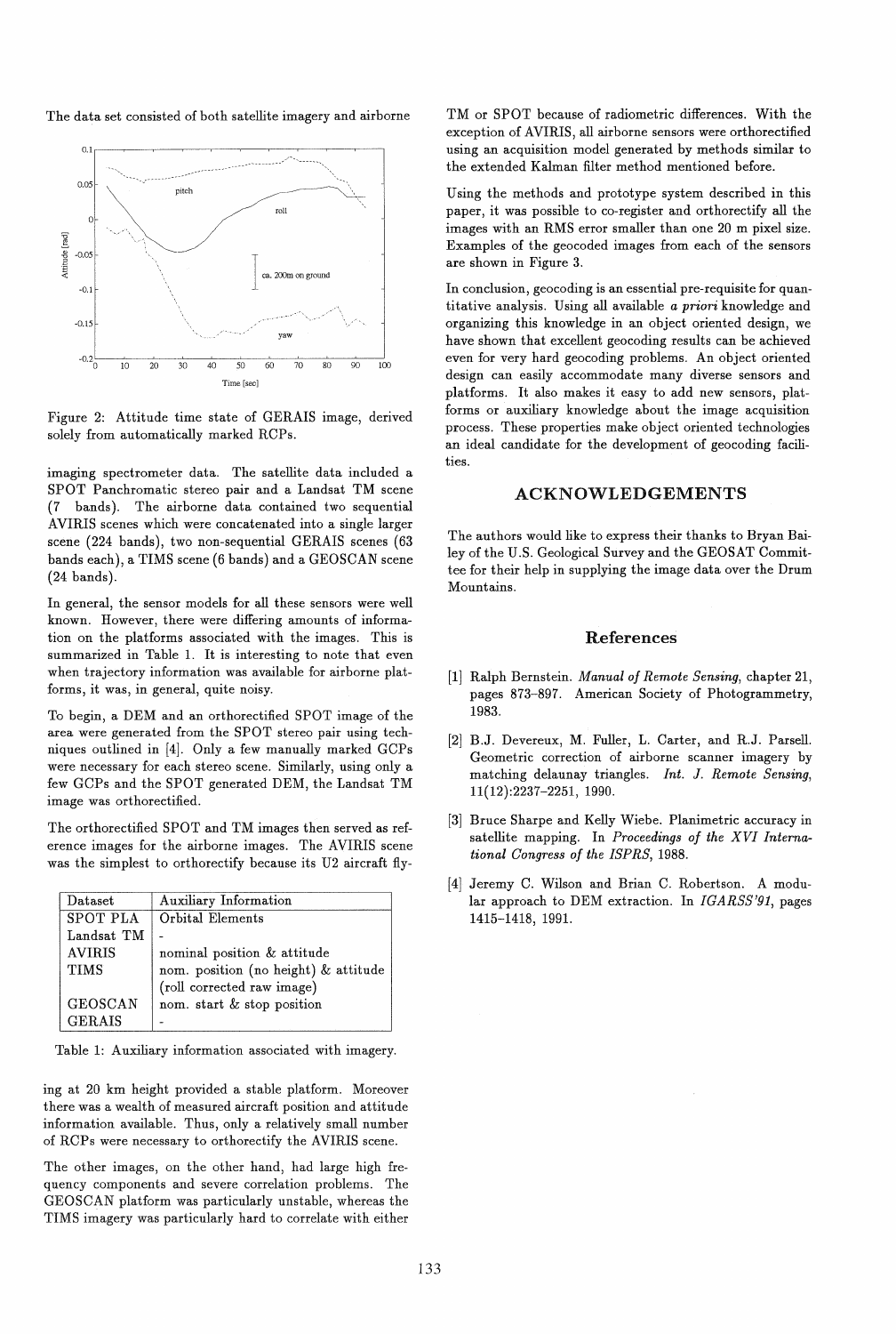The data set consisted of both satellite imagery and airborne imaging spectrometer data. The satellite data included a SPOT Panchromatic stereo pair and a Landsat TM scene (7 bands). The airborne data contained two sequential AVIRIS scenes which were concatenated into a single larger scene (224 bands), two non-sequential GERAIS scenes (63 bands each), a TIMS scene (6 bands) and a GEOSCAN scene (24 bands).

Figure 2: Attitude time state of GERAIS image, derived solely from automatically marked RCPs.

In general, the sensor models for all these sensors were well known. However, there were differing amounts of information on the platforms associated with the images. This is summarized in Table 1. It is interesting to note that even when trajectory information was available for airborne platforms, it was, in general, quite noisy.

To begin, a DEM and an orthorectified SPOT image of the area were generated from the SPOT stereo pair using techniques outlined in [4]. Only a few manually marked GCPs were necessary for each stereo scene. Similarly, using only a few GCPs and the SPOT generated DEM, the Landsat TM image was orthorectified.

The orthorectified SPOT and TM images then served as reference images for the airborne images. The AVIRIS scene was the simplest to orthorectify because its U2 aircraft flying at 20 km height provided a stable platform. Moreover there was a wealth of measured aircraft position and attitude information available. Thus, only a relatively small number of RCPs were necessary to orthorectify the AVIRIS scene.

| Dataset | Auxiliary Information |
| --- | --- |
| SPOT PLA | Orbital Elements |
| Landsat TM | - |
| AVIRIS | nominal position & attitude |
| TIMS | nom. position (no height) & attitude (roll corrected raw image) |
| GEOSCAN | nom. start & stop position |
| GERAIS | - |

Table 1: Auxiliary information associated with imagery.

The other images, on the other hand, had large high frequency components and severe correlation problems. The GEOSCAN platform was particularly unstable, whereas the TIMS imagery was particularly hard to correlate with either TM or SPOT because of radiometric differences. With the exception of AVIRIS, all airborne sensors were orthorectified using an acquisition model generated by methods similar to the extended Kalman filter method mentioned before.

Using the methods and prototype system described in this paper, it was possible to co-register and orthorectify all the images with an RMS error smaller than one 20 m pixel size. Examples of the geocoded images from each of the sensors are shown in Figure 3.

In conclusion, geocoding is an essential pre-requisite for quantitative analysis. Using all available *a priori* knowledge and organizing this knowledge in an object oriented design, we have shown that excellent geocoding results can be achieved even for very hard geocoding problems. An object oriented design can easily accommodate many diverse sensors and platforms. It also makes it easy to add new sensors, platforms or auxiliary knowledge about the image acquisition process. These properties make object oriented technologies an ideal candidate for the development of geocoding facilities.

## ACKNOWLEDGEMENTS

The authors would like to express their thanks to Bryan Bailey of the U.S. Geological Survey and the GEOSAT Committee for their help in supplying the image data over the Drum Mountains.

## References

[1] Ralph Bernstein. *Manual of Remote Sensing*, chapter 21, pages 873–897. American Society of Photogrammetry, 1983.

[2] B.J. Devereux, M. Fuller, L. Carter, and R.J. Parsell. Geometric correction of airborne scanner imagery by matching delaunay triangles. *Int. J. Remote Sensing*, 11(12):2237–2251, 1990.

[3] Bruce Sharpe and Kelly Wiebe. Planimetric accuracy in satellite mapping. In *Proceedings of the XVI International Congress of the ISPRS*, 1988.

[4] Jeremy C. Wilson and Brian C. Robertson. A modular approach to DEM extraction. In *IGARSS'91*, pages 1415–1418, 1991.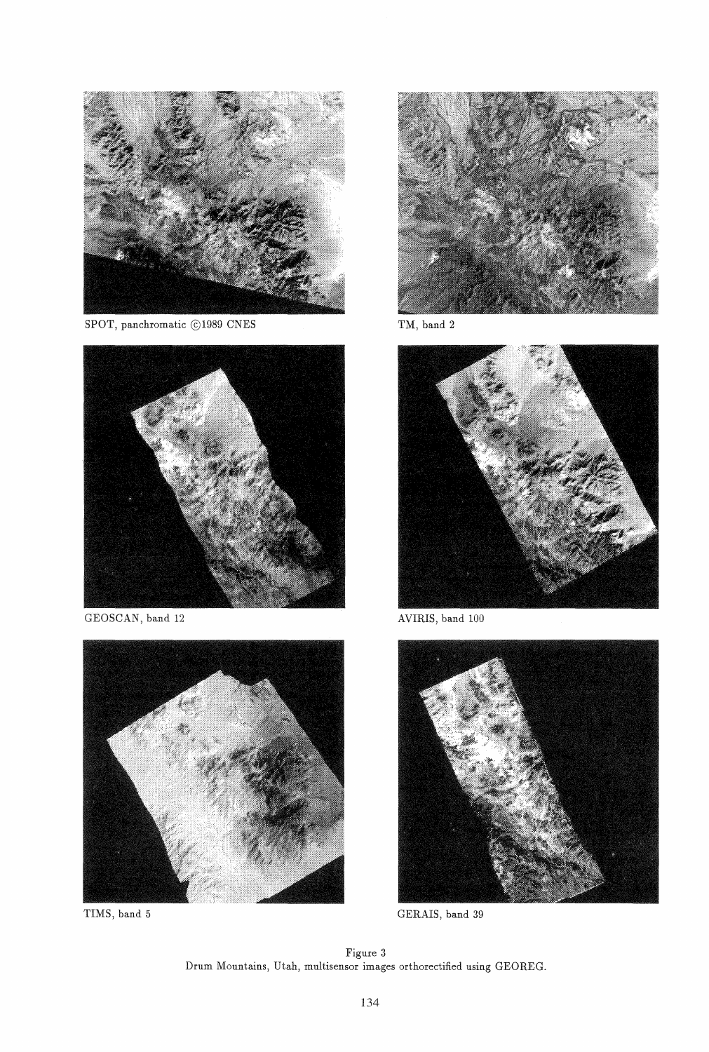SPOT, panchromatic ©1989 CNES

TM, band 2

GEOSCAN, band 12

AVIRIS, band 100

TIMS, band 5

GERAIS, band 39

Figure 3
Drum Mountains, Utah, multisensor images orthorectified using GEOREG.